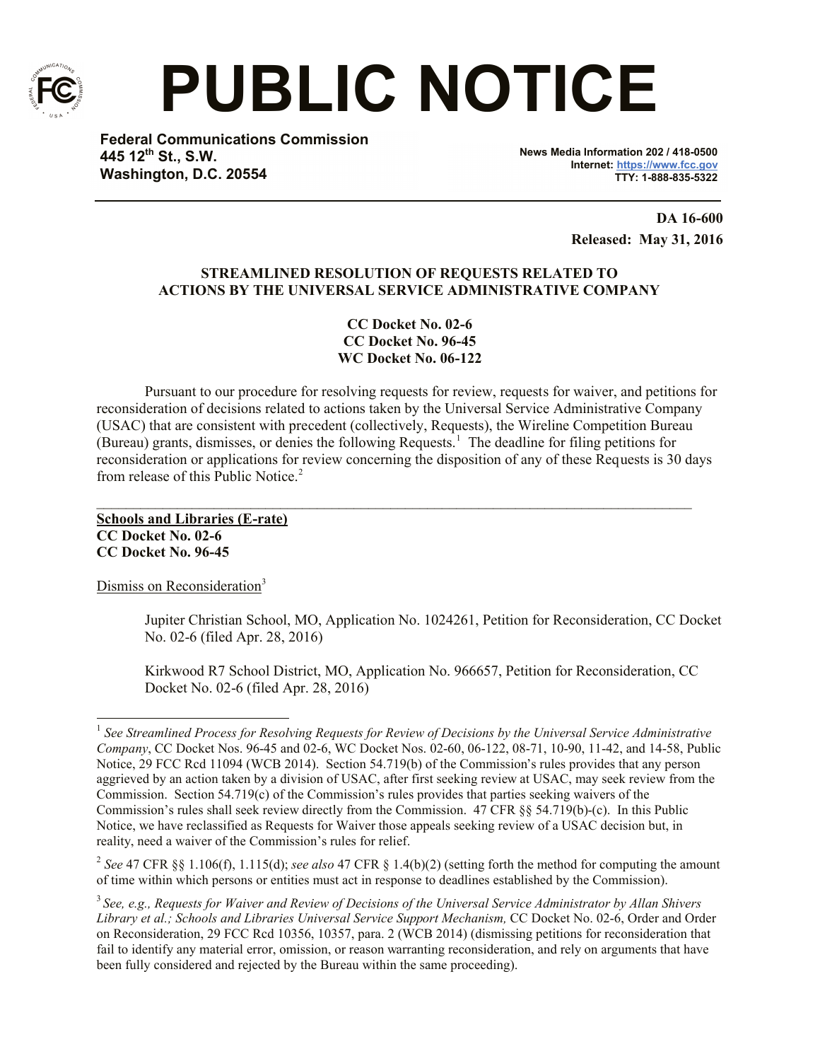# PUBLIC NOTICE

**Federal Communications Commission**
**445 12th St., S.W.**
**Washington, D.C. 20554**

**News Media Information 202 / 418-0500**
**Internet: https://www.fcc.gov**
**TTY: 1-888-835-5322**

**DA 16-600**
**Released: May 31, 2016**

**STREAMLINED RESOLUTION OF REQUESTS RELATED TO ACTIONS BY THE UNIVERSAL SERVICE ADMINISTRATIVE COMPANY**

**CC Docket No. 02-6**
**CC Docket No. 96-45**
**WC Docket No. 06-122**

Pursuant to our procedure for resolving requests for review, requests for waiver, and petitions for reconsideration of decisions related to actions taken by the Universal Service Administrative Company (USAC) that are consistent with precedent (collectively, Requests), the Wireline Competition Bureau (Bureau) grants, dismisses, or denies the following Requests.[1] The deadline for filing petitions for reconsideration or applications for review concerning the disposition of any of these Requests is 30 days from release of this Public Notice.[2]

---

**Schools and Libraries (E-rate)**
**CC Docket No. 02-6**
**CC Docket No. 96-45**

Dismiss on Reconsideration[3]

> Jupiter Christian School, MO, Application No. 1024261, Petition for Reconsideration, CC Docket No. 02-6 (filed Apr. 28, 2016)
>
> Kirkwood R7 School District, MO, Application No. 966657, Petition for Reconsideration, CC Docket No. 02-6 (filed Apr. 28, 2016)

---

[1] *See Streamlined Process for Resolving Requests for Review of Decisions by the Universal Service Administrative Company*, CC Docket Nos. 96-45 and 02-6, WC Docket Nos. 02-60, 06-122, 08-71, 10-90, 11-42, and 14-58, Public Notice, 29 FCC Rcd 11094 (WCB 2014). Section 54.719(b) of the Commission's rules provides that any person aggrieved by an action taken by a division of USAC, after first seeking review at USAC, may seek review from the Commission. Section 54.719(c) of the Commission's rules provides that parties seeking waivers of the Commission's rules shall seek review directly from the Commission. 47 CFR §§ 54.719(b)-(c). In this Public Notice, we have reclassified as Requests for Waiver those appeals seeking review of a USAC decision but, in reality, need a waiver of the Commission's rules for relief.

[2] *See* 47 CFR §§ 1.106(f), 1.115(d); *see also* 47 CFR § 1.4(b)(2) (setting forth the method for computing the amount of time within which persons or entities must act in response to deadlines established by the Commission).

[3] *See, e.g., Requests for Waiver and Review of Decisions of the Universal Service Administrator by Allan Shivers Library et al.; Schools and Libraries Universal Service Support Mechanism,* CC Docket No. 02-6, Order and Order on Reconsideration, 29 FCC Rcd 10356, 10357, para. 2 (WCB 2014) (dismissing petitions for reconsideration that fail to identify any material error, omission, or reason warranting reconsideration, and rely on arguments that have been fully considered and rejected by the Bureau within the same proceeding).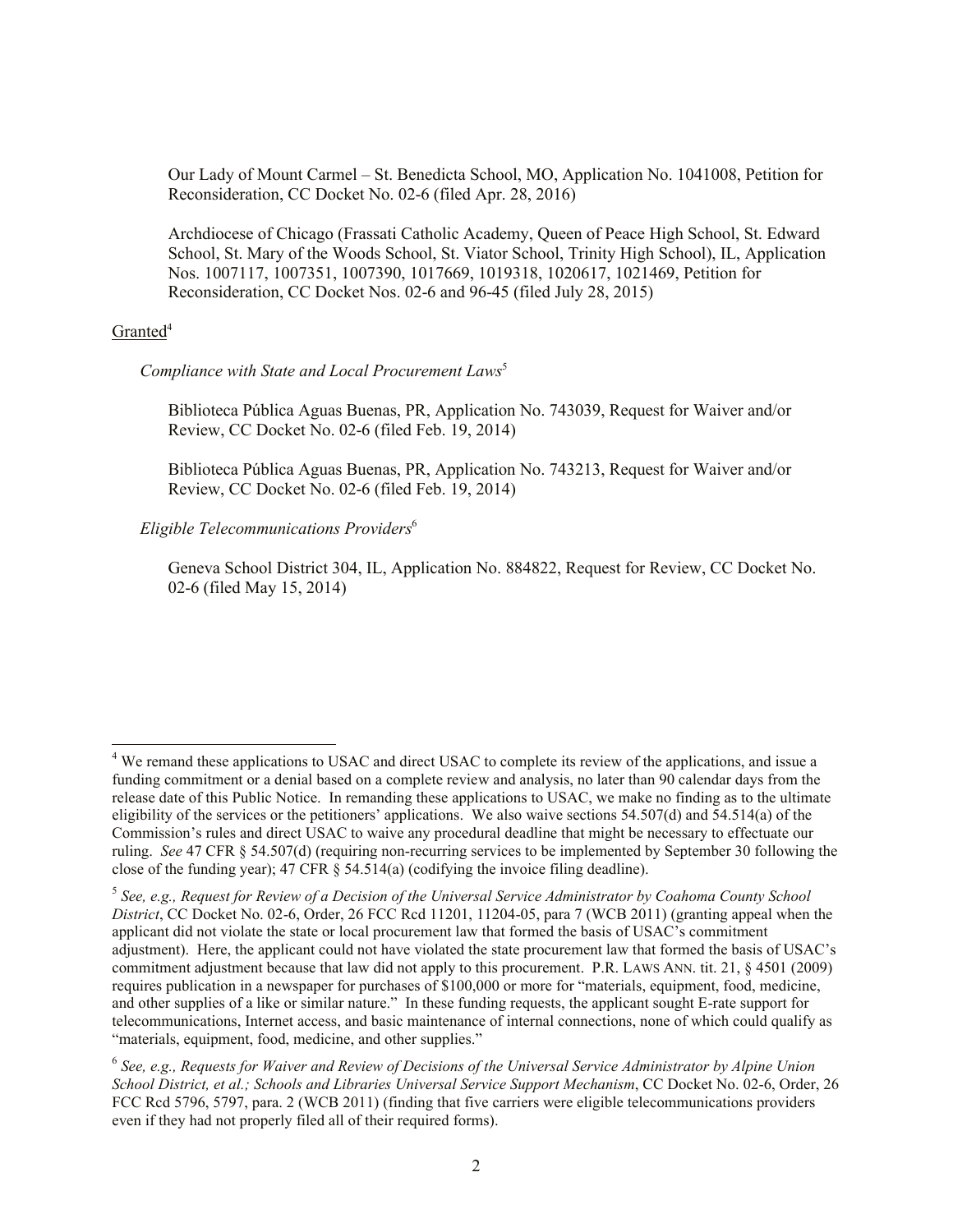Our Lady of Mount Carmel – St. Benedicta School, MO, Application No. 1041008, Petition for Reconsideration, CC Docket No. 02-6 (filed Apr. 28, 2016)

Archdiocese of Chicago (Frassati Catholic Academy, Queen of Peace High School, St. Edward School, St. Mary of the Woods School, St. Viator School, Trinity High School), IL, Application Nos. 1007117, 1007351, 1007390, 1017669, 1019318, 1020617, 1021469, Petition for Reconsideration, CC Docket Nos. 02-6 and 96-45 (filed July 28, 2015)

Granted[4]

*Compliance with State and Local Procurement Laws*[5]

Biblioteca Pública Aguas Buenas, PR, Application No. 743039, Request for Waiver and/or Review, CC Docket No. 02-6 (filed Feb. 19, 2014)

Biblioteca Pública Aguas Buenas, PR, Application No. 743213, Request for Waiver and/or Review, CC Docket No. 02-6 (filed Feb. 19, 2014)

*Eligible Telecommunications Providers*[6]

Geneva School District 304, IL, Application No. 884822, Request for Review, CC Docket No. 02-6 (filed May 15, 2014)

---

[4] We remand these applications to USAC and direct USAC to complete its review of the applications, and issue a funding commitment or a denial based on a complete review and analysis, no later than 90 calendar days from the release date of this Public Notice. In remanding these applications to USAC, we make no finding as to the ultimate eligibility of the services or the petitioners' applications. We also waive sections 54.507(d) and 54.514(a) of the Commission's rules and direct USAC to waive any procedural deadline that might be necessary to effectuate our ruling. *See* 47 CFR § 54.507(d) (requiring non-recurring services to be implemented by September 30 following the close of the funding year); 47 CFR § 54.514(a) (codifying the invoice filing deadline).

[5] *See, e.g., Request for Review of a Decision of the Universal Service Administrator by Coahoma County School District*, CC Docket No. 02-6, Order, 26 FCC Rcd 11201, 11204-05, para 7 (WCB 2011) (granting appeal when the applicant did not violate the state or local procurement law that formed the basis of USAC's commitment adjustment). Here, the applicant could not have violated the state procurement law that formed the basis of USAC's commitment adjustment because that law did not apply to this procurement. P.R. LAWS ANN. tit. 21, § 4501 (2009) requires publication in a newspaper for purchases of $100,000 or more for "materials, equipment, food, medicine, and other supplies of a like or similar nature." In these funding requests, the applicant sought E-rate support for telecommunications, Internet access, and basic maintenance of internal connections, none of which could qualify as "materials, equipment, food, medicine, and other supplies."

[6] *See, e.g., Requests for Waiver and Review of Decisions of the Universal Service Administrator by Alpine Union School District, et al.; Schools and Libraries Universal Service Support Mechanism*, CC Docket No. 02-6, Order, 26 FCC Rcd 5796, 5797, para. 2 (WCB 2011) (finding that five carriers were eligible telecommunications providers even if they had not properly filed all of their required forms).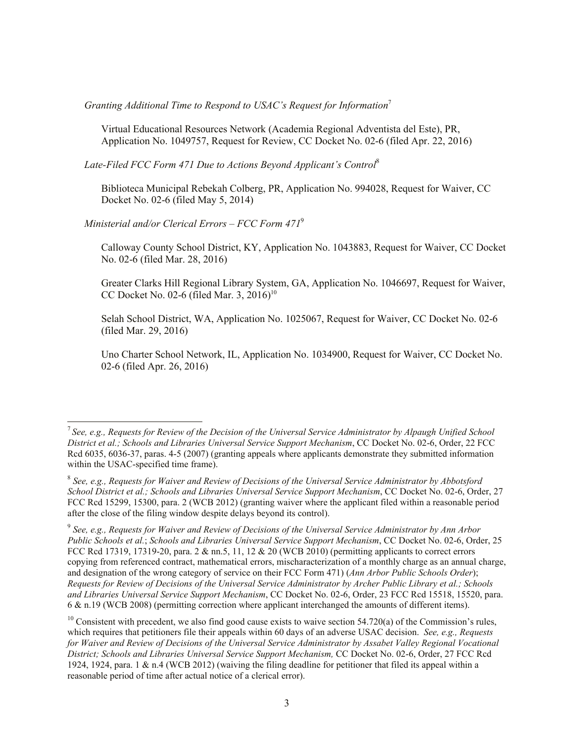*Granting Additional Time to Respond to USAC's Request for Information*[7]

Virtual Educational Resources Network (Academia Regional Adventista del Este), PR, Application No. 1049757, Request for Review, CC Docket No. 02-6 (filed Apr. 22, 2016)

*Late-Filed FCC Form 471 Due to Actions Beyond Applicant's Control*[8]

Biblioteca Municipal Rebekah Colberg, PR, Application No. 994028, Request for Waiver, CC Docket No. 02-6 (filed May 5, 2014)

*Ministerial and/or Clerical Errors – FCC Form 471*[9]

Calloway County School District, KY, Application No. 1043883, Request for Waiver, CC Docket No. 02-6 (filed Mar. 28, 2016)

Greater Clarks Hill Regional Library System, GA, Application No. 1046697, Request for Waiver, CC Docket No. 02-6 (filed Mar. 3, 2016)[10]

Selah School District, WA, Application No. 1025067, Request for Waiver, CC Docket No. 02-6 (filed Mar. 29, 2016)

Uno Charter School Network, IL, Application No. 1034900, Request for Waiver, CC Docket No. 02-6 (filed Apr. 26, 2016)

---

[7] *See, e.g., Requests for Review of the Decision of the Universal Service Administrator by Alpaugh Unified School District et al.; Schools and Libraries Universal Service Support Mechanism*, CC Docket No. 02-6, Order, 22 FCC Rcd 6035, 6036-37, paras. 4-5 (2007) (granting appeals where applicants demonstrate they submitted information within the USAC-specified time frame).

[8] *See, e.g., Requests for Waiver and Review of Decisions of the Universal Service Administrator by Abbotsford School District et al.; Schools and Libraries Universal Service Support Mechanism*, CC Docket No. 02-6, Order, 27 FCC Rcd 15299, 15300, para. 2 (WCB 2012) (granting waiver where the applicant filed within a reasonable period after the close of the filing window despite delays beyond its control).

[9] *See, e.g., Requests for Waiver and Review of Decisions of the Universal Service Administrator by Ann Arbor Public Schools et al.*; *Schools and Libraries Universal Service Support Mechanism*, CC Docket No. 02-6, Order, 25 FCC Rcd 17319, 17319-20, para. 2 & nn.5, 11, 12 & 20 (WCB 2010) (permitting applicants to correct errors copying from referenced contract, mathematical errors, mischaracterization of a monthly charge as an annual charge, and designation of the wrong category of service on their FCC Form 471) (*Ann Arbor Public Schools Order*); *Requests for Review of Decisions of the Universal Service Administrator by Archer Public Library et al.; Schools and Libraries Universal Service Support Mechanism*, CC Docket No. 02-6, Order, 23 FCC Rcd 15518, 15520, para. 6 & n.19 (WCB 2008) (permitting correction where applicant interchanged the amounts of different items).

[10] Consistent with precedent, we also find good cause exists to waive section 54.720(a) of the Commission's rules, which requires that petitioners file their appeals within 60 days of an adverse USAC decision. *See, e.g., Requests for Waiver and Review of Decisions of the Universal Service Administrator by Assabet Valley Regional Vocational District; Schools and Libraries Universal Service Support Mechanism,* CC Docket No. 02-6, Order, 27 FCC Rcd 1924, 1924, para. 1 & n.4 (WCB 2012) (waiving the filing deadline for petitioner that filed its appeal within a reasonable period of time after actual notice of a clerical error).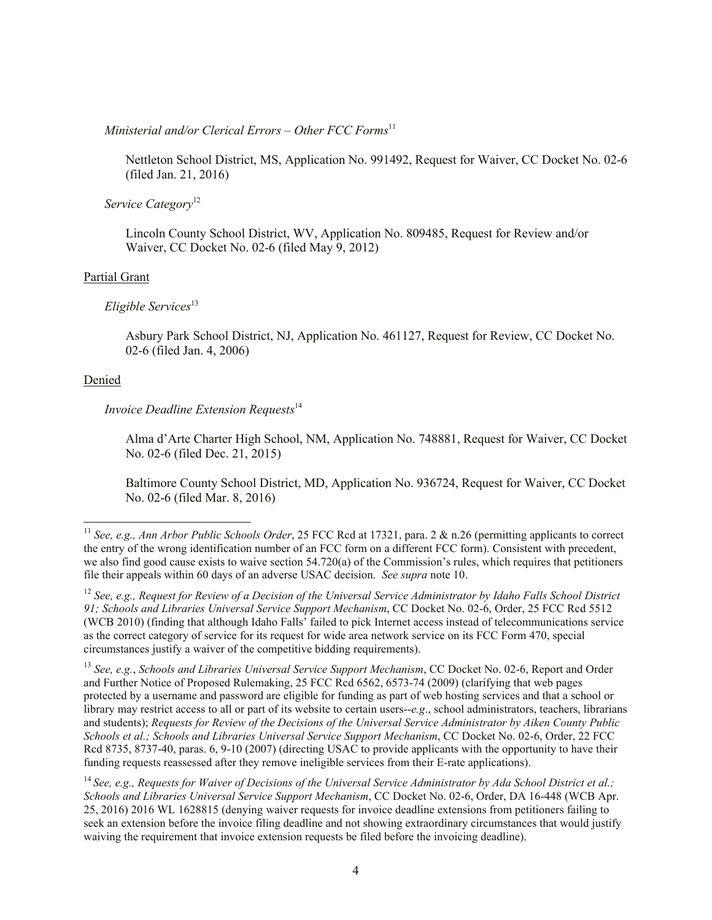*Ministerial and/or Clerical Errors – Other FCC Forms*[11]

Nettleton School District, MS, Application No. 991492, Request for Waiver, CC Docket No. 02-6 (filed Jan. 21, 2016)

*Service Category*[12]

Lincoln County School District, WV, Application No. 809485, Request for Review and/or Waiver, CC Docket No. 02-6 (filed May 9, 2012)

Partial Grant

*Eligible Services*[13]

Asbury Park School District, NJ, Application No. 461127, Request for Review, CC Docket No. 02-6 (filed Jan. 4, 2006)

Denied

*Invoice Deadline Extension Requests*[14]

Alma d'Arte Charter High School, NM, Application No. 748881, Request for Waiver, CC Docket No. 02-6 (filed Dec. 21, 2015)

Baltimore County School District, MD, Application No. 936724, Request for Waiver, CC Docket No. 02-6 (filed Mar. 8, 2016)

---

[11] *See, e.g., Ann Arbor Public Schools Order*, 25 FCC Rcd at 17321, para. 2 & n.26 (permitting applicants to correct the entry of the wrong identification number of an FCC form on a different FCC form). Consistent with precedent, we also find good cause exists to waive section 54.720(a) of the Commission's rules, which requires that petitioners file their appeals within 60 days of an adverse USAC decision. *See supra* note 10.

[12] *See, e.g., Request for Review of a Decision of the Universal Service Administrator by Idaho Falls School District 91; Schools and Libraries Universal Service Support Mechanism*, CC Docket No. 02-6, Order, 25 FCC Rcd 5512 (WCB 2010) (finding that although Idaho Falls' failed to pick Internet access instead of telecommunications service as the correct category of service for its request for wide area network service on its FCC Form 470, special circumstances justify a waiver of the competitive bidding requirements).

[13] *See, e.g.*, *Schools and Libraries Universal Service Support Mechanism*, CC Docket No. 02-6, Report and Order and Further Notice of Proposed Rulemaking, 25 FCC Rcd 6562, 6573-74 (2009) (clarifying that web pages protected by a username and password are eligible for funding as part of web hosting services and that a school or library may restrict access to all or part of its website to certain users--*e.g*., school administrators, teachers, librarians and students); *Requests for Review of the Decisions of the Universal Service Administrator by Aiken County Public Schools et al.; Schools and Libraries Universal Service Support Mechanism*, CC Docket No. 02-6, Order, 22 FCC Rcd 8735, 8737-40, paras. 6, 9-10 (2007) (directing USAC to provide applicants with the opportunity to have their funding requests reassessed after they remove ineligible services from their E-rate applications).

[14] *See, e.g., Requests for Waiver of Decisions of the Universal Service Administrator by Ada School District et al.; Schools and Libraries Universal Service Support Mechanism*, CC Docket No. 02-6, Order, DA 16-448 (WCB Apr. 25, 2016) 2016 WL 1628815 (denying waiver requests for invoice deadline extensions from petitioners failing to seek an extension before the invoice filing deadline and not showing extraordinary circumstances that would justify waiving the requirement that invoice extension requests be filed before the invoicing deadline).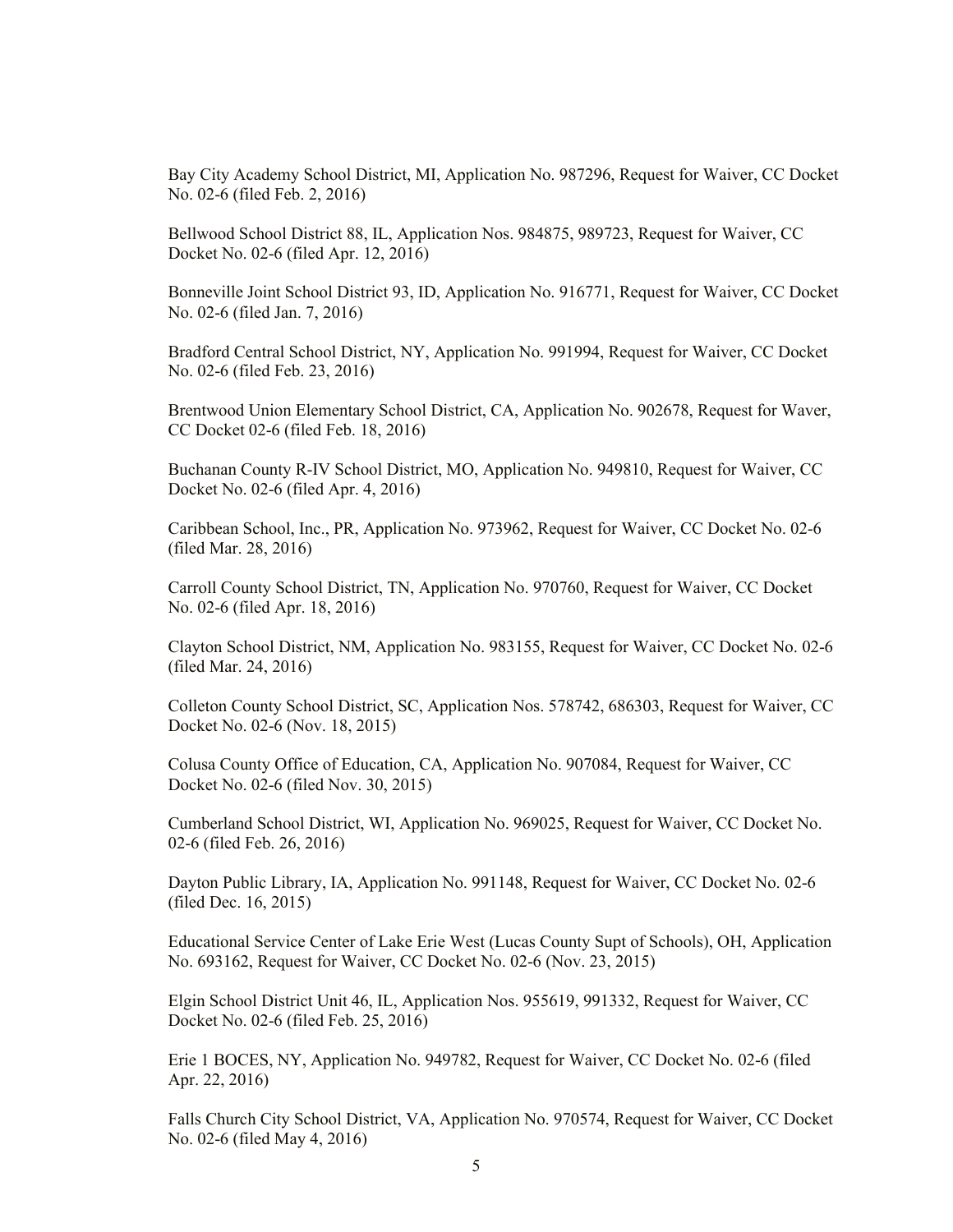Bay City Academy School District, MI, Application No. 987296, Request for Waiver, CC Docket No. 02-6 (filed Feb. 2, 2016)

Bellwood School District 88, IL, Application Nos. 984875, 989723, Request for Waiver, CC Docket No. 02-6 (filed Apr. 12, 2016)

Bonneville Joint School District 93, ID, Application No. 916771, Request for Waiver, CC Docket No. 02-6 (filed Jan. 7, 2016)

Bradford Central School District, NY, Application No. 991994, Request for Waiver, CC Docket No. 02-6 (filed Feb. 23, 2016)

Brentwood Union Elementary School District, CA, Application No. 902678, Request for Waver, CC Docket 02-6 (filed Feb. 18, 2016)

Buchanan County R-IV School District, MO, Application No. 949810, Request for Waiver, CC Docket No. 02-6 (filed Apr. 4, 2016)

Caribbean School, Inc., PR, Application No. 973962, Request for Waiver, CC Docket No. 02-6 (filed Mar. 28, 2016)

Carroll County School District, TN, Application No. 970760, Request for Waiver, CC Docket No. 02-6 (filed Apr. 18, 2016)

Clayton School District, NM, Application No. 983155, Request for Waiver, CC Docket No. 02-6 (filed Mar. 24, 2016)

Colleton County School District, SC, Application Nos. 578742, 686303, Request for Waiver, CC Docket No. 02-6 (Nov. 18, 2015)

Colusa County Office of Education, CA, Application No. 907084, Request for Waiver, CC Docket No. 02-6 (filed Nov. 30, 2015)

Cumberland School District, WI, Application No. 969025, Request for Waiver, CC Docket No. 02-6 (filed Feb. 26, 2016)

Dayton Public Library, IA, Application No. 991148, Request for Waiver, CC Docket No. 02-6 (filed Dec. 16, 2015)

Educational Service Center of Lake Erie West (Lucas County Supt of Schools), OH, Application No. 693162, Request for Waiver, CC Docket No. 02-6 (Nov. 23, 2015)

Elgin School District Unit 46, IL, Application Nos. 955619, 991332, Request for Waiver, CC Docket No. 02-6 (filed Feb. 25, 2016)

Erie 1 BOCES, NY, Application No. 949782, Request for Waiver, CC Docket No. 02-6 (filed Apr. 22, 2016)

Falls Church City School District, VA, Application No. 970574, Request for Waiver, CC Docket No. 02-6 (filed May 4, 2016)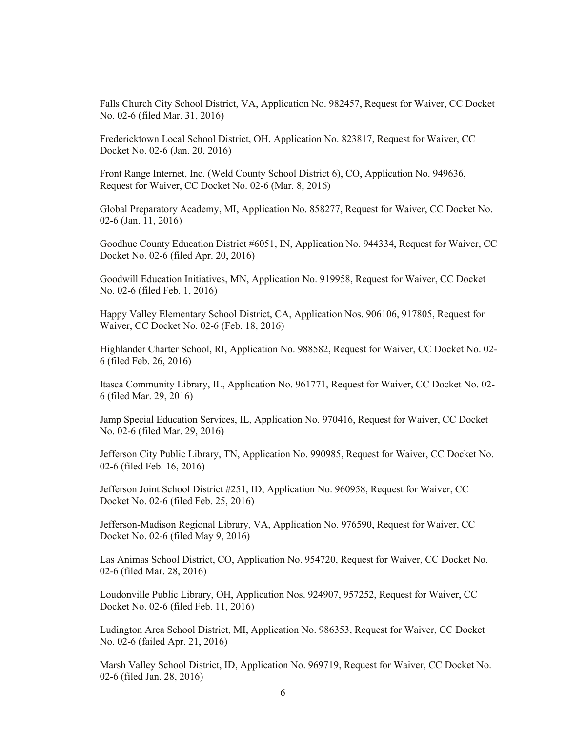Falls Church City School District, VA, Application No. 982457, Request for Waiver, CC Docket No. 02-6 (filed Mar. 31, 2016)

Fredericktown Local School District, OH, Application No. 823817, Request for Waiver, CC Docket No. 02-6 (Jan. 20, 2016)

Front Range Internet, Inc. (Weld County School District 6), CO, Application No. 949636, Request for Waiver, CC Docket No. 02-6 (Mar. 8, 2016)

Global Preparatory Academy, MI, Application No. 858277, Request for Waiver, CC Docket No. 02-6 (Jan. 11, 2016)

Goodhue County Education District #6051, IN, Application No. 944334, Request for Waiver, CC Docket No. 02-6 (filed Apr. 20, 2016)

Goodwill Education Initiatives, MN, Application No. 919958, Request for Waiver, CC Docket No. 02-6 (filed Feb. 1, 2016)

Happy Valley Elementary School District, CA, Application Nos. 906106, 917805, Request for Waiver, CC Docket No. 02-6 (Feb. 18, 2016)

Highlander Charter School, RI, Application No. 988582, Request for Waiver, CC Docket No. 02-6 (filed Feb. 26, 2016)

Itasca Community Library, IL, Application No. 961771, Request for Waiver, CC Docket No. 02-6 (filed Mar. 29, 2016)

Jamp Special Education Services, IL, Application No. 970416, Request for Waiver, CC Docket No. 02-6 (filed Mar. 29, 2016)

Jefferson City Public Library, TN, Application No. 990985, Request for Waiver, CC Docket No. 02-6 (filed Feb. 16, 2016)

Jefferson Joint School District #251, ID, Application No. 960958, Request for Waiver, CC Docket No. 02-6 (filed Feb. 25, 2016)

Jefferson-Madison Regional Library, VA, Application No. 976590, Request for Waiver, CC Docket No. 02-6 (filed May 9, 2016)

Las Animas School District, CO, Application No. 954720, Request for Waiver, CC Docket No. 02-6 (filed Mar. 28, 2016)

Loudonville Public Library, OH, Application Nos. 924907, 957252, Request for Waiver, CC Docket No. 02-6 (filed Feb. 11, 2016)

Ludington Area School District, MI, Application No. 986353, Request for Waiver, CC Docket No. 02-6 (failed Apr. 21, 2016)

Marsh Valley School District, ID, Application No. 969719, Request for Waiver, CC Docket No. 02-6 (filed Jan. 28, 2016)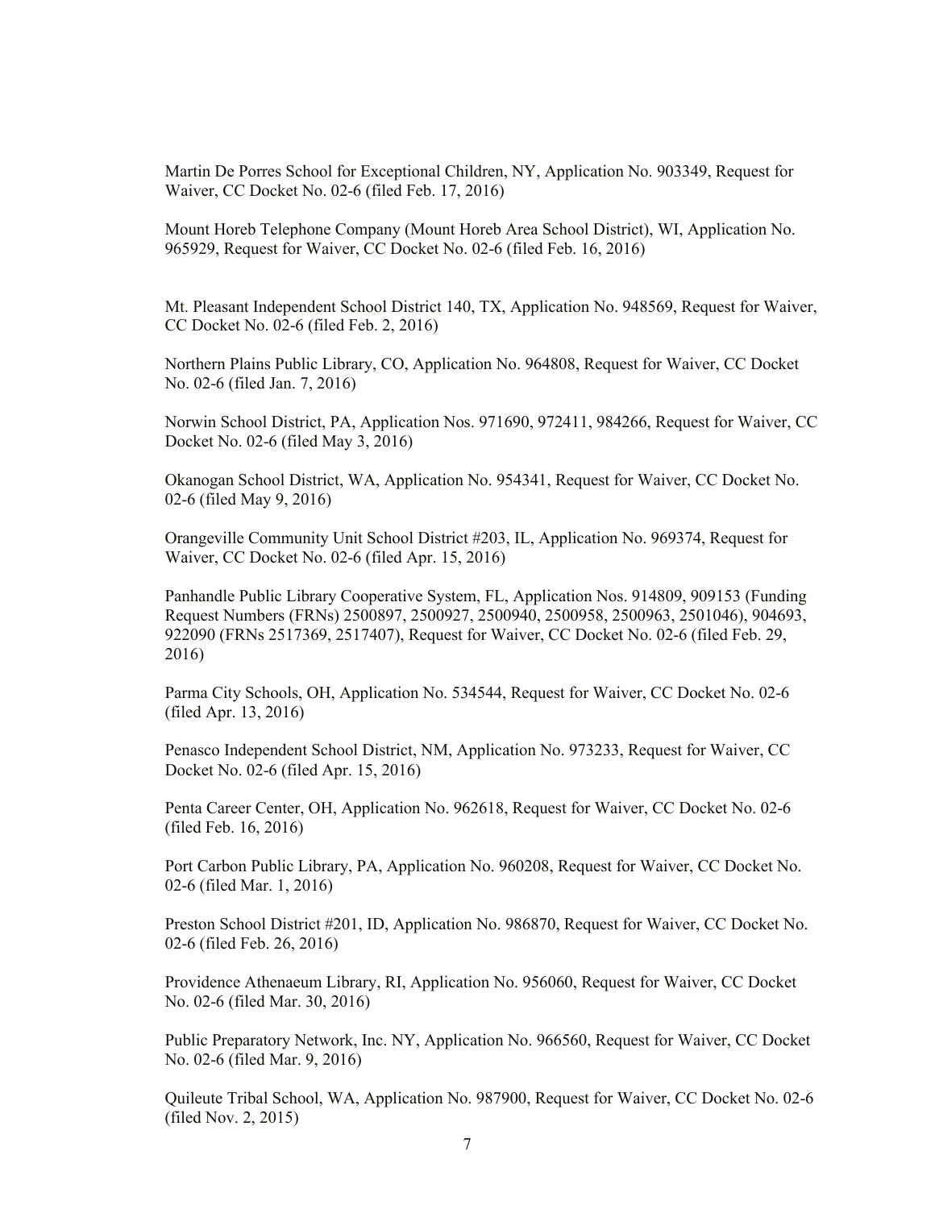Martin De Porres School for Exceptional Children, NY, Application No. 903349, Request for Waiver, CC Docket No. 02-6 (filed Feb. 17, 2016)

Mount Horeb Telephone Company (Mount Horeb Area School District), WI, Application No. 965929, Request for Waiver, CC Docket No. 02-6 (filed Feb. 16, 2016)

Mt. Pleasant Independent School District 140, TX, Application No. 948569, Request for Waiver, CC Docket No. 02-6 (filed Feb. 2, 2016)

Northern Plains Public Library, CO, Application No. 964808, Request for Waiver, CC Docket No. 02-6 (filed Jan. 7, 2016)

Norwin School District, PA, Application Nos. 971690, 972411, 984266, Request for Waiver, CC Docket No. 02-6 (filed May 3, 2016)

Okanogan School District, WA, Application No. 954341, Request for Waiver, CC Docket No. 02-6 (filed May 9, 2016)

Orangeville Community Unit School District #203, IL, Application No. 969374, Request for Waiver, CC Docket No. 02-6 (filed Apr. 15, 2016)

Panhandle Public Library Cooperative System, FL, Application Nos. 914809, 909153 (Funding Request Numbers (FRNs) 2500897, 2500927, 2500940, 2500958, 2500963, 2501046), 904693, 922090 (FRNs 2517369, 2517407), Request for Waiver, CC Docket No. 02-6 (filed Feb. 29, 2016)

Parma City Schools, OH, Application No. 534544, Request for Waiver, CC Docket No. 02-6 (filed Apr. 13, 2016)

Penasco Independent School District, NM, Application No. 973233, Request for Waiver, CC Docket No. 02-6 (filed Apr. 15, 2016)

Penta Career Center, OH, Application No. 962618, Request for Waiver, CC Docket No. 02-6 (filed Feb. 16, 2016)

Port Carbon Public Library, PA, Application No. 960208, Request for Waiver, CC Docket No. 02-6 (filed Mar. 1, 2016)

Preston School District #201, ID, Application No. 986870, Request for Waiver, CC Docket No. 02-6 (filed Feb. 26, 2016)

Providence Athenaeum Library, RI, Application No. 956060, Request for Waiver, CC Docket No. 02-6 (filed Mar. 30, 2016)

Public Preparatory Network, Inc. NY, Application No. 966560, Request for Waiver, CC Docket No. 02-6 (filed Mar. 9, 2016)

Quileute Tribal School, WA, Application No. 987900, Request for Waiver, CC Docket No. 02-6 (filed Nov. 2, 2015)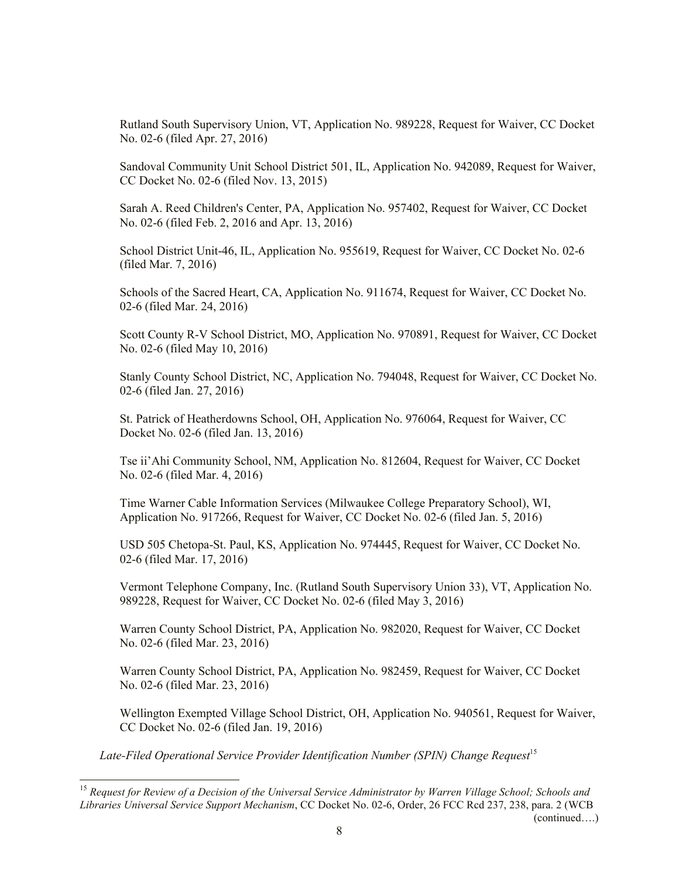Rutland South Supervisory Union, VT, Application No. 989228, Request for Waiver, CC Docket No. 02-6 (filed Apr. 27, 2016)

Sandoval Community Unit School District 501, IL, Application No. 942089, Request for Waiver, CC Docket No. 02-6 (filed Nov. 13, 2015)

Sarah A. Reed Children's Center, PA, Application No. 957402, Request for Waiver, CC Docket No. 02-6 (filed Feb. 2, 2016 and Apr. 13, 2016)

School District Unit-46, IL, Application No. 955619, Request for Waiver, CC Docket No. 02-6 (filed Mar. 7, 2016)

Schools of the Sacred Heart, CA, Application No. 911674, Request for Waiver, CC Docket No. 02-6 (filed Mar. 24, 2016)

Scott County R-V School District, MO, Application No. 970891, Request for Waiver, CC Docket No. 02-6 (filed May 10, 2016)

Stanly County School District, NC, Application No. 794048, Request for Waiver, CC Docket No. 02-6 (filed Jan. 27, 2016)

St. Patrick of Heatherdowns School, OH, Application No. 976064, Request for Waiver, CC Docket No. 02-6 (filed Jan. 13, 2016)

Tse ii'Ahi Community School, NM, Application No. 812604, Request for Waiver, CC Docket No. 02-6 (filed Mar. 4, 2016)

Time Warner Cable Information Services (Milwaukee College Preparatory School), WI, Application No. 917266, Request for Waiver, CC Docket No. 02-6 (filed Jan. 5, 2016)

USD 505 Chetopa-St. Paul, KS, Application No. 974445, Request for Waiver, CC Docket No. 02-6 (filed Mar. 17, 2016)

Vermont Telephone Company, Inc. (Rutland South Supervisory Union 33), VT, Application No. 989228, Request for Waiver, CC Docket No. 02-6 (filed May 3, 2016)

Warren County School District, PA, Application No. 982020, Request for Waiver, CC Docket No. 02-6 (filed Mar. 23, 2016)

Warren County School District, PA, Application No. 982459, Request for Waiver, CC Docket No. 02-6 (filed Mar. 23, 2016)

Wellington Exempted Village School District, OH, Application No. 940561, Request for Waiver, CC Docket No. 02-6 (filed Jan. 19, 2016)

*Late-Filed Operational Service Provider Identification Number (SPIN) Change Request*[15]

---

[15] *Request for Review of a Decision of the Universal Service Administrator by Warren Village School; Schools and Libraries Universal Service Support Mechanism*, CC Docket No. 02-6, Order, 26 FCC Rcd 237, 238, para. 2 (WCB (continued….)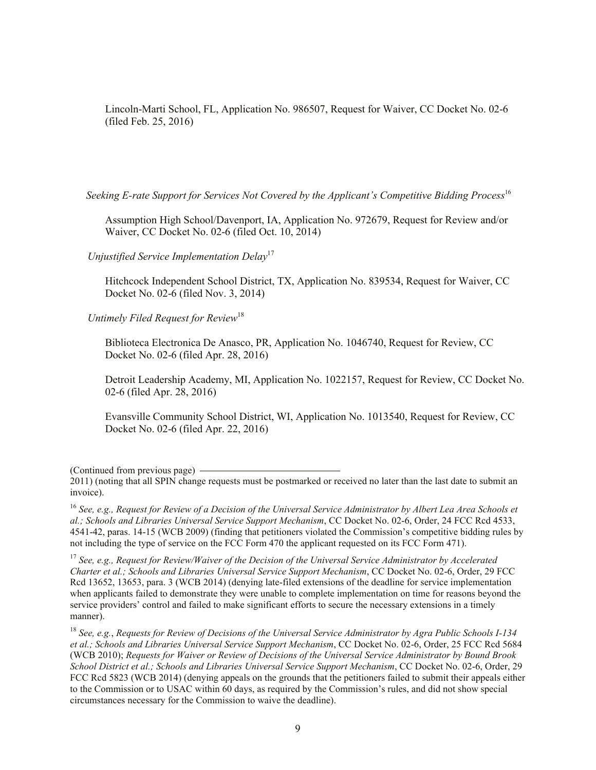Lincoln-Marti School, FL, Application No. 986507, Request for Waiver, CC Docket No. 02-6 (filed Feb. 25, 2016)

*Seeking E-rate Support for Services Not Covered by the Applicant's Competitive Bidding Process*[16]

Assumption High School/Davenport, IA, Application No. 972679, Request for Review and/or Waiver, CC Docket No. 02-6 (filed Oct. 10, 2014)

*Unjustified Service Implementation Delay*[17]

Hitchcock Independent School District, TX, Application No. 839534, Request for Waiver, CC Docket No. 02-6 (filed Nov. 3, 2014)

*Untimely Filed Request for Review*[18]

Biblioteca Electronica De Anasco, PR, Application No. 1046740, Request for Review, CC Docket No. 02-6 (filed Apr. 28, 2016)

Detroit Leadership Academy, MI, Application No. 1022157, Request for Review, CC Docket No. 02-6 (filed Apr. 28, 2016)

Evansville Community School District, WI, Application No. 1013540, Request for Review, CC Docket No. 02-6 (filed Apr. 22, 2016)

(Continued from previous page)

2011) (noting that all SPIN change requests must be postmarked or received no later than the last date to submit an invoice).

[16] *See, e.g., Request for Review of a Decision of the Universal Service Administrator by Albert Lea Area Schools et al.; Schools and Libraries Universal Service Support Mechanism*, CC Docket No. 02-6, Order, 24 FCC Rcd 4533, 4541-42, paras. 14-15 (WCB 2009) (finding that petitioners violated the Commission's competitive bidding rules by not including the type of service on the FCC Form 470 the applicant requested on its FCC Form 471).

[17] *See, e.g., Request for Review/Waiver of the Decision of the Universal Service Administrator by Accelerated Charter et al.; Schools and Libraries Universal Service Support Mechanism*, CC Docket No. 02-6, Order, 29 FCC Rcd 13652, 13653, para. 3 (WCB 2014) (denying late-filed extensions of the deadline for service implementation when applicants failed to demonstrate they were unable to complete implementation on time for reasons beyond the service providers' control and failed to make significant efforts to secure the necessary extensions in a timely manner).

[18] *See, e.g.*, *Requests for Review of Decisions of the Universal Service Administrator by Agra Public Schools I-134 et al.; Schools and Libraries Universal Service Support Mechanism*, CC Docket No. 02-6, Order, 25 FCC Rcd 5684 (WCB 2010); *Requests for Waiver or Review of Decisions of the Universal Service Administrator by Bound Brook School District et al.; Schools and Libraries Universal Service Support Mechanism*, CC Docket No. 02-6, Order, 29 FCC Rcd 5823 (WCB 2014) (denying appeals on the grounds that the petitioners failed to submit their appeals either to the Commission or to USAC within 60 days, as required by the Commission's rules, and did not show special circumstances necessary for the Commission to waive the deadline).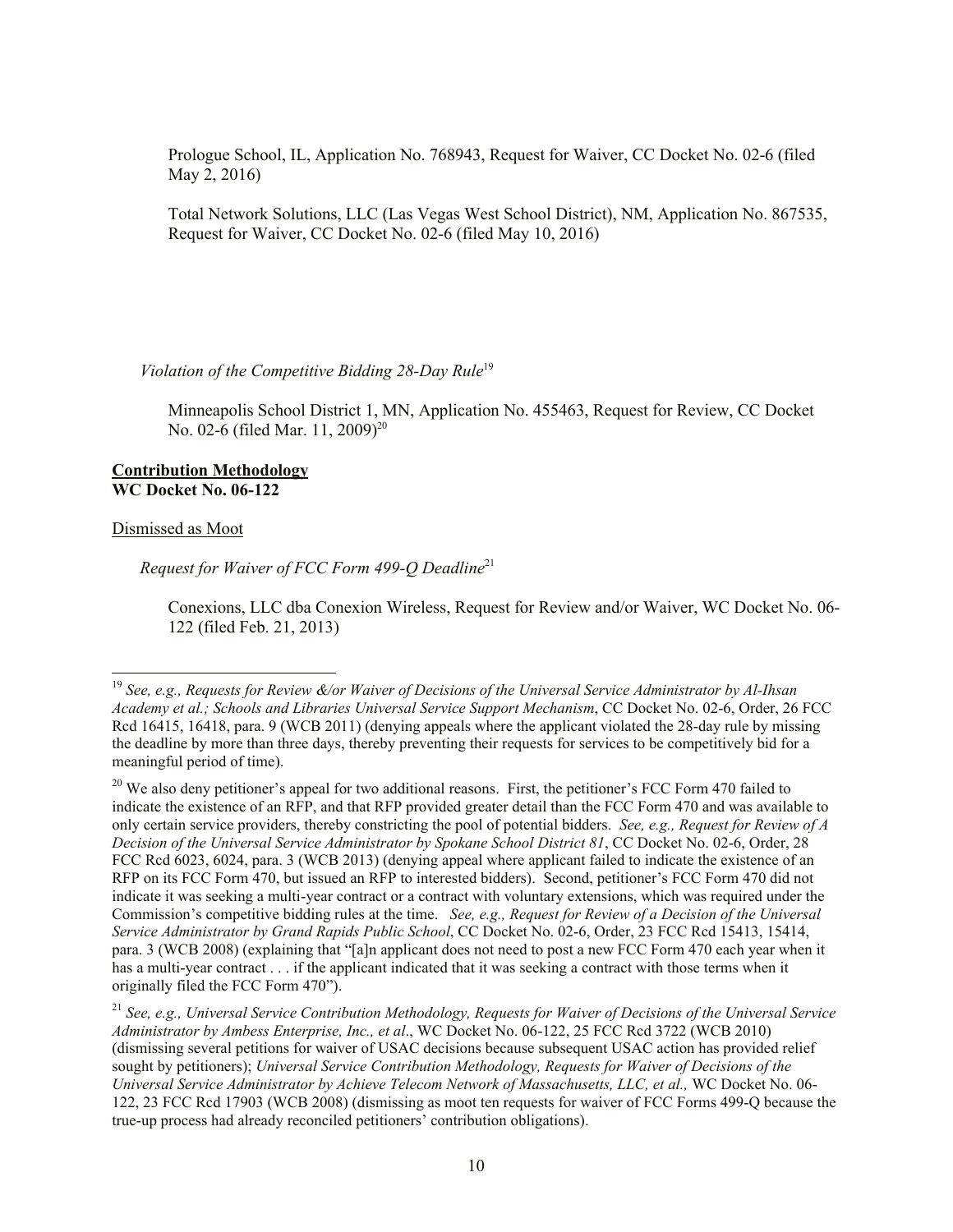Prologue School, IL, Application No. 768943, Request for Waiver, CC Docket No. 02-6 (filed May 2, 2016)

Total Network Solutions, LLC (Las Vegas West School District), NM, Application No. 867535, Request for Waiver, CC Docket No. 02-6 (filed May 10, 2016)

*Violation of the Competitive Bidding 28-Day Rule*[19]

Minneapolis School District 1, MN, Application No. 455463, Request for Review, CC Docket No. 02-6 (filed Mar. 11, 2009)[20]

**Contribution Methodology**
**WC Docket No. 06-122**

Dismissed as Moot

*Request for Waiver of FCC Form 499-Q Deadline*[21]

Conexions, LLC dba Conexion Wireless, Request for Review and/or Waiver, WC Docket No. 06-122 (filed Feb. 21, 2013)

---

[19] *See, e.g., Requests for Review &/or Waiver of Decisions of the Universal Service Administrator by Al-Ihsan Academy et al.; Schools and Libraries Universal Service Support Mechanism*, CC Docket No. 02-6, Order, 26 FCC Rcd 16415, 16418, para. 9 (WCB 2011) (denying appeals where the applicant violated the 28-day rule by missing the deadline by more than three days, thereby preventing their requests for services to be competitively bid for a meaningful period of time).

[20] We also deny petitioner's appeal for two additional reasons. First, the petitioner's FCC Form 470 failed to indicate the existence of an RFP, and that RFP provided greater detail than the FCC Form 470 and was available to only certain service providers, thereby constricting the pool of potential bidders. *See, e.g., Request for Review of A Decision of the Universal Service Administrator by Spokane School District 81*, CC Docket No. 02-6, Order, 28 FCC Rcd 6023, 6024, para. 3 (WCB 2013) (denying appeal where applicant failed to indicate the existence of an RFP on its FCC Form 470, but issued an RFP to interested bidders). Second, petitioner's FCC Form 470 did not indicate it was seeking a multi-year contract or a contract with voluntary extensions, which was required under the Commission's competitive bidding rules at the time. *See, e.g., Request for Review of a Decision of the Universal Service Administrator by Grand Rapids Public School*, CC Docket No. 02-6, Order, 23 FCC Rcd 15413, 15414, para. 3 (WCB 2008) (explaining that "[a]n applicant does not need to post a new FCC Form 470 each year when it has a multi-year contract . . . if the applicant indicated that it was seeking a contract with those terms when it originally filed the FCC Form 470").

[21] *See, e.g., Universal Service Contribution Methodology, Requests for Waiver of Decisions of the Universal Service Administrator by Ambess Enterprise, Inc., et al*., WC Docket No. 06-122, 25 FCC Rcd 3722 (WCB 2010) (dismissing several petitions for waiver of USAC decisions because subsequent USAC action has provided relief sought by petitioners); *Universal Service Contribution Methodology, Requests for Waiver of Decisions of the Universal Service Administrator by Achieve Telecom Network of Massachusetts, LLC, et al.,* WC Docket No. 06-122, 23 FCC Rcd 17903 (WCB 2008) (dismissing as moot ten requests for waiver of FCC Forms 499-Q because the true-up process had already reconciled petitioners' contribution obligations).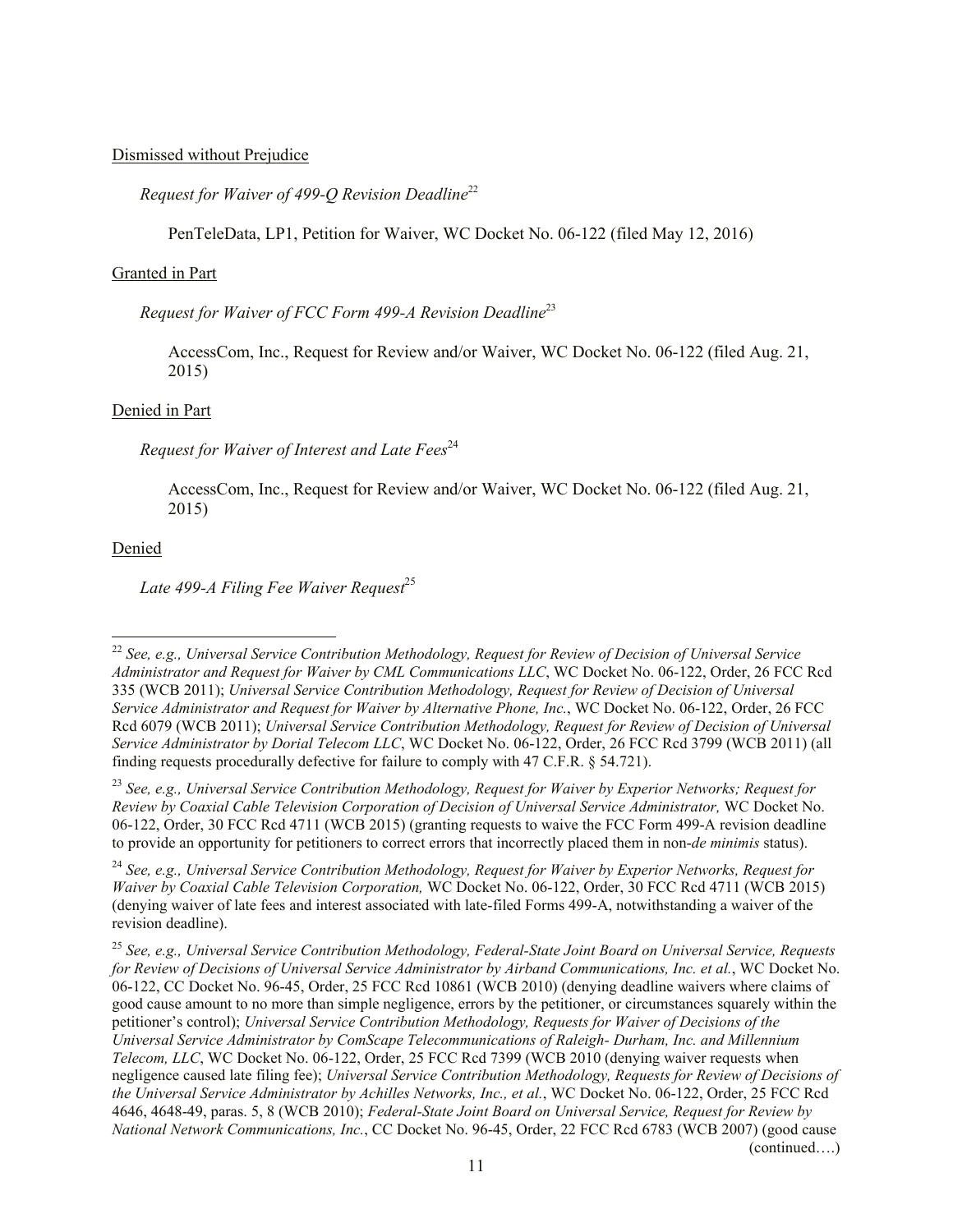Dismissed without Prejudice

*Request for Waiver of 499-Q Revision Deadline*[22]

PenTeleData, LP1, Petition for Waiver, WC Docket No. 06-122 (filed May 12, 2016)

Granted in Part

*Request for Waiver of FCC Form 499-A Revision Deadline*[23]

AccessCom, Inc., Request for Review and/or Waiver, WC Docket No. 06-122 (filed Aug. 21, 2015)

Denied in Part

*Request for Waiver of Interest and Late Fees*[24]

AccessCom, Inc., Request for Review and/or Waiver, WC Docket No. 06-122 (filed Aug. 21, 2015)

Denied

*Late 499-A Filing Fee Waiver Request*[25]

---

[22] *See, e.g., Universal Service Contribution Methodology, Request for Review of Decision of Universal Service Administrator and Request for Waiver by CML Communications LLC*, WC Docket No. 06-122, Order, 26 FCC Rcd 335 (WCB 2011); *Universal Service Contribution Methodology, Request for Review of Decision of Universal Service Administrator and Request for Waiver by Alternative Phone, Inc.*, WC Docket No. 06-122, Order, 26 FCC Rcd 6079 (WCB 2011); *Universal Service Contribution Methodology, Request for Review of Decision of Universal Service Administrator by Dorial Telecom LLC*, WC Docket No. 06-122, Order, 26 FCC Rcd 3799 (WCB 2011) (all finding requests procedurally defective for failure to comply with 47 C.F.R. § 54.721).

[23] *See, e.g., Universal Service Contribution Methodology, Request for Waiver by Experior Networks; Request for Review by Coaxial Cable Television Corporation of Decision of Universal Service Administrator,* WC Docket No. 06-122, Order, 30 FCC Rcd 4711 (WCB 2015) (granting requests to waive the FCC Form 499-A revision deadline to provide an opportunity for petitioners to correct errors that incorrectly placed them in non-*de minimis* status).

[24] *See, e.g., Universal Service Contribution Methodology, Request for Waiver by Experior Networks, Request for Waiver by Coaxial Cable Television Corporation,* WC Docket No. 06-122, Order, 30 FCC Rcd 4711 (WCB 2015) (denying waiver of late fees and interest associated with late-filed Forms 499-A, notwithstanding a waiver of the revision deadline).

[25] *See, e.g., Universal Service Contribution Methodology, Federal-State Joint Board on Universal Service, Requests for Review of Decisions of Universal Service Administrator by Airband Communications, Inc. et al.*, WC Docket No. 06-122, CC Docket No. 96-45, Order, 25 FCC Rcd 10861 (WCB 2010) (denying deadline waivers where claims of good cause amount to no more than simple negligence, errors by the petitioner, or circumstances squarely within the petitioner's control); *Universal Service Contribution Methodology, Requests for Waiver of Decisions of the Universal Service Administrator by ComScape Telecommunications of Raleigh- Durham, Inc. and Millennium Telecom, LLC*, WC Docket No. 06-122, Order, 25 FCC Rcd 7399 (WCB 2010 (denying waiver requests when negligence caused late filing fee); *Universal Service Contribution Methodology, Requests for Review of Decisions of the Universal Service Administrator by Achilles Networks, Inc., et al.*, WC Docket No. 06-122, Order, 25 FCC Rcd 4646, 4648-49, paras. 5, 8 (WCB 2010); *Federal-State Joint Board on Universal Service, Request for Review by National Network Communications, Inc.*, CC Docket No. 96-45, Order, 22 FCC Rcd 6783 (WCB 2007) (good cause (continued….)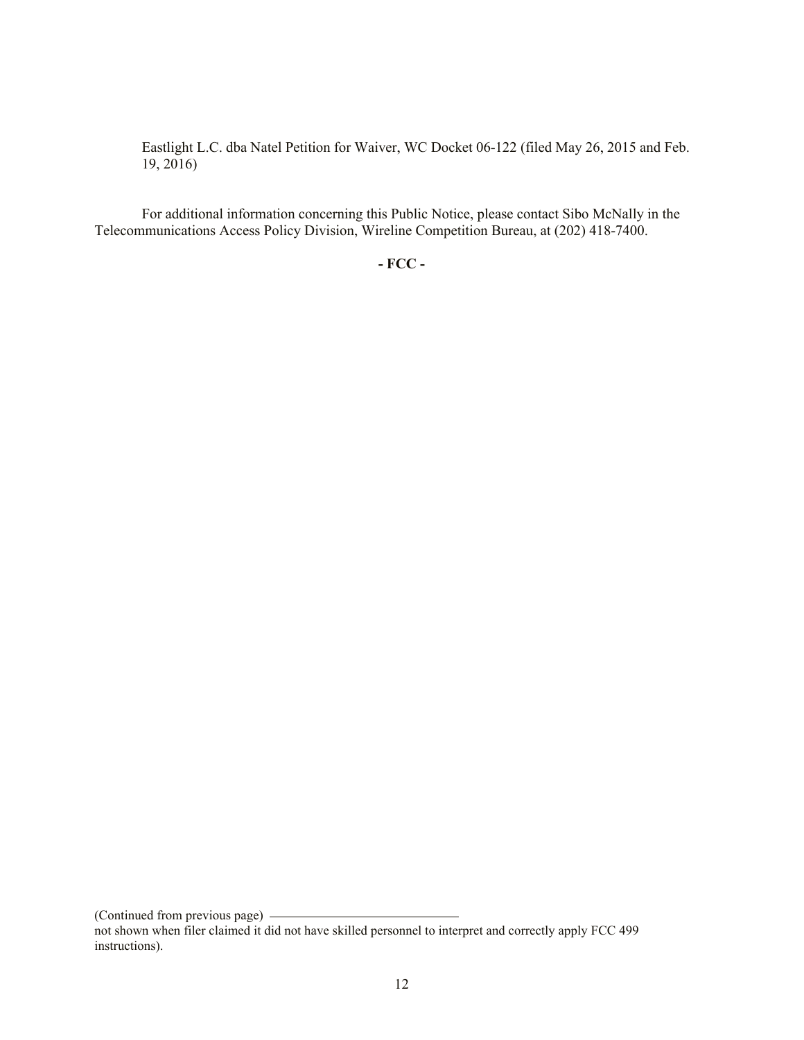Eastlight L.C. dba Natel Petition for Waiver, WC Docket 06-122 (filed May 26, 2015 and Feb. 19, 2016)

For additional information concerning this Public Notice, please contact Sibo McNally in the Telecommunications Access Policy Division, Wireline Competition Bureau, at (202) 418-7400.

**- FCC -**

(Continued from previous page)

not shown when filer claimed it did not have skilled personnel to interpret and correctly apply FCC 499 instructions).